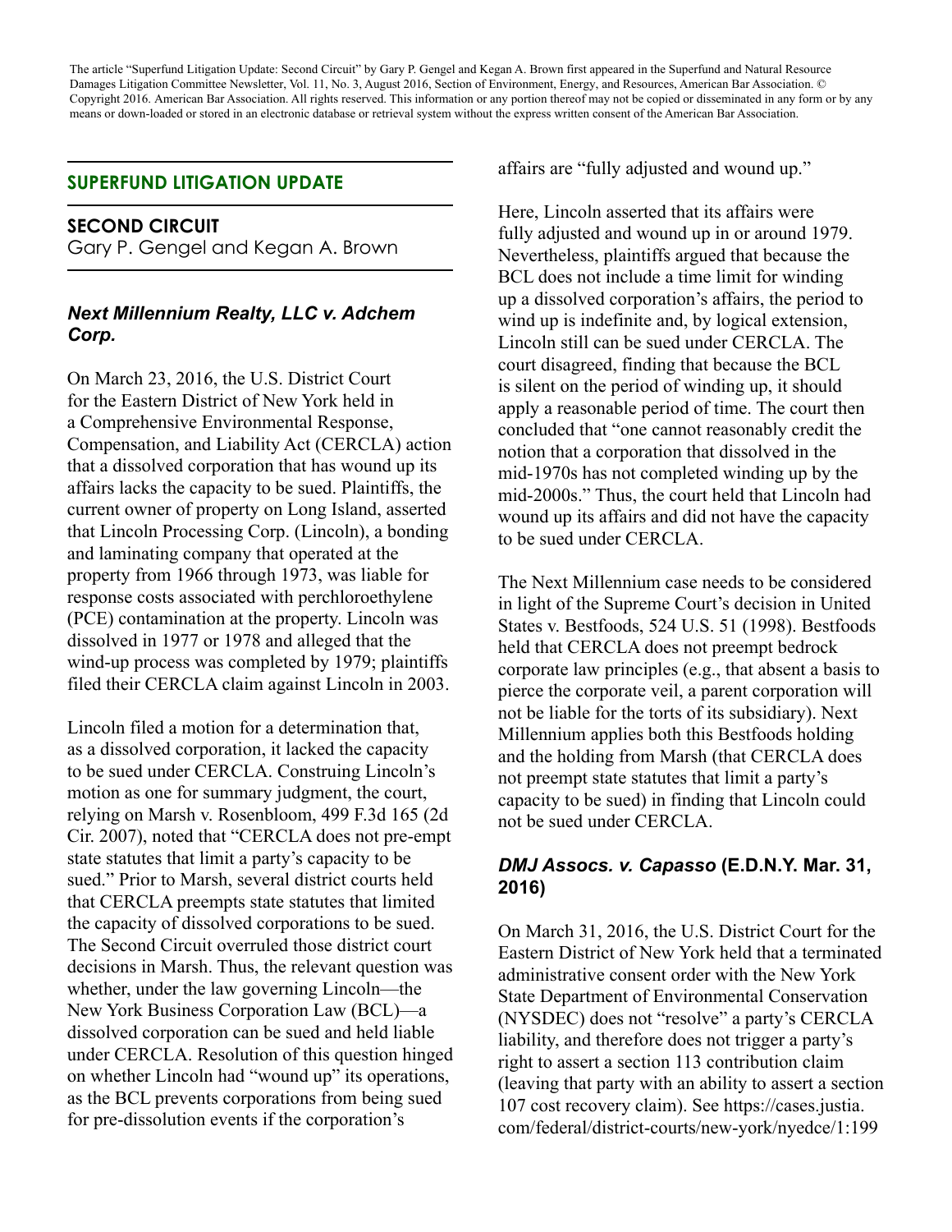The article "Superfund Litigation Update: Second Circuit" by Gary P. Gengel and Kegan A. Brown first appeared in the Superfund and Natural Resource Damages Litigation Committee Newsletter, Vol. 11, No. 3, August 2016, Section of Environment, Energy, and Resources, American Bar Association. © Copyright 2016. American Bar Association. All rights reserved. This information or any portion thereof may not be copied or disseminated in any form or by any means or down-loaded or stored in an electronic database or retrieval system without the express written consent of the American Bar Association.

## SUPERFUND LITIGATION UPDATE

## SECOND CIRCUIT

Gary P. Gengel and Kegan A. Brown

### *Next Millennium Realty, LLC v. Adchem Corp.*

On March 23, 2016, the U.S. District Court for the Eastern District of New York held in a Comprehensive Environmental Response, Compensation, and Liability Act (CERCLA) action that a dissolved corporation that has wound up its affairs lacks the capacity to be sued. Plaintiffs, the current owner of property on Long Island, asserted that Lincoln Processing Corp. (Lincoln), a bonding and laminating company that operated at the property from 1966 through 1973, was liable for response costs associated with perchloroethylene (PCE) contamination at the property. Lincoln was dissolved in 1977 or 1978 and alleged that the wind-up process was completed by 1979; plaintiffs filed their CERCLA claim against Lincoln in 2003.

Lincoln filed a motion for a determination that, as a dissolved corporation, it lacked the capacity to be sued under CERCLA. Construing Lincoln's motion as one for summary judgment, the court, relying on Marsh v. Rosenbloom, 499 F.3d 165 (2d Cir. 2007), noted that "CERCLA does not pre-empt state statutes that limit a party's capacity to be sued." Prior to Marsh, several district courts held that CERCLA preempts state statutes that limited the capacity of dissolved corporations to be sued. The Second Circuit overruled those district court decisions in Marsh. Thus, the relevant question was whether, under the law governing Lincoln—the New York Business Corporation Law (BCL)—a dissolved corporation can be sued and held liable under CERCLA. Resolution of this question hinged on whether Lincoln had "wound up" its operations, as the BCL prevents corporations from being sued for pre-dissolution events if the corporation's affairs are "fully adjusted and wound up."

Here, Lincoln asserted that its affairs were fully adjusted and wound up in or around 1979. Nevertheless, plaintiffs argued that because the BCL does not include a time limit for winding up a dissolved corporation's affairs, the period to wind up is indefinite and, by logical extension, Lincoln still can be sued under CERCLA. The court disagreed, finding that because the BCL is silent on the period of winding up, it should apply a reasonable period of time. The court then concluded that "one cannot reasonably credit the notion that a corporation that dissolved in the mid-1970s has not completed winding up by the mid-2000s." Thus, the court held that Lincoln had wound up its affairs and did not have the capacity to be sued under CERCLA.

The Next Millennium case needs to be considered in light of the Supreme Court's decision in United States v. Bestfoods, 524 U.S. 51 (1998). Bestfoods held that CERCLA does not preempt bedrock corporate law principles (e.g., that absent a basis to pierce the corporate veil, a parent corporation will not be liable for the torts of its subsidiary). Next Millennium applies both this Bestfoods holding and the holding from Marsh (that CERCLA does not preempt state statutes that limit a party's capacity to be sued) in finding that Lincoln could not be sued under CERCLA.

### *DMJ Assocs. v. Capasso* (E.D.N.Y. Mar. 31, 2016)

On March 31, 2016, the U.S. District Court for the Eastern District of New York held that a terminated administrative consent order with the New York State Department of Environmental Conservation (NYSDEC) does not "resolve" a party's CERCLA liability, and therefore does not trigger a party's right to assert a section 113 contribution claim (leaving that party with an ability to assert a section 107 cost recovery claim). See https://cases.justia.com/federal/district-courts/new-york/nyedce/1:199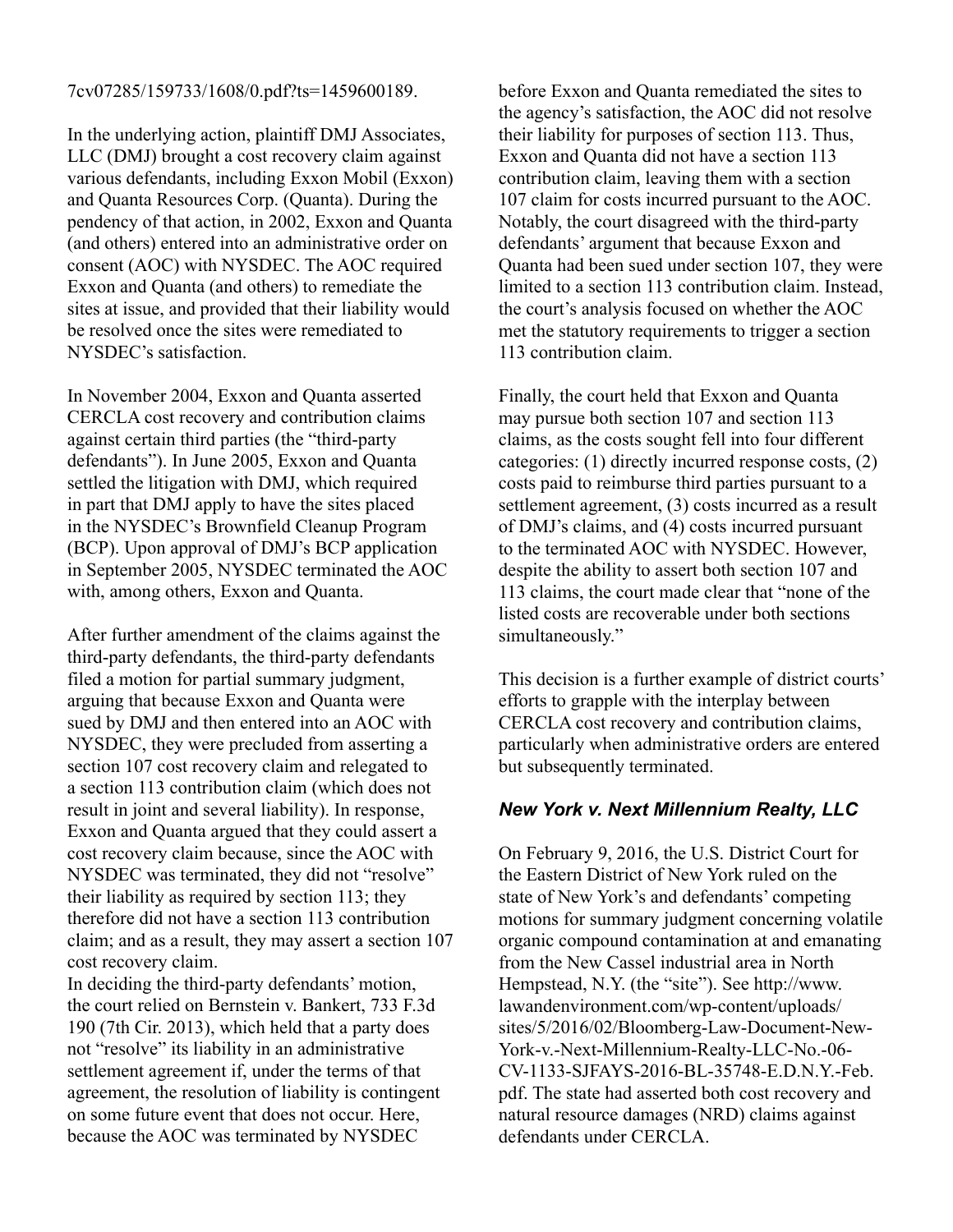7cv07285/159733/1608/0.pdf?ts=1459600189.

In the underlying action, plaintiff DMJ Associates, LLC (DMJ) brought a cost recovery claim against various defendants, including Exxon Mobil (Exxon) and Quanta Resources Corp. (Quanta). During the pendency of that action, in 2002, Exxon and Quanta (and others) entered into an administrative order on consent (AOC) with NYSDEC. The AOC required Exxon and Quanta (and others) to remediate the sites at issue, and provided that their liability would be resolved once the sites were remediated to NYSDEC's satisfaction.

In November 2004, Exxon and Quanta asserted CERCLA cost recovery and contribution claims against certain third parties (the "third-party defendants"). In June 2005, Exxon and Quanta settled the litigation with DMJ, which required in part that DMJ apply to have the sites placed in the NYSDEC's Brownfield Cleanup Program (BCP). Upon approval of DMJ's BCP application in September 2005, NYSDEC terminated the AOC with, among others, Exxon and Quanta.

After further amendment of the claims against the third-party defendants, the third-party defendants filed a motion for partial summary judgment, arguing that because Exxon and Quanta were sued by DMJ and then entered into an AOC with NYSDEC, they were precluded from asserting a section 107 cost recovery claim and relegated to a section 113 contribution claim (which does not result in joint and several liability). In response, Exxon and Quanta argued that they could assert a cost recovery claim because, since the AOC with NYSDEC was terminated, they did not "resolve" their liability as required by section 113; they therefore did not have a section 113 contribution claim; and as a result, they may assert a section 107 cost recovery claim.

In deciding the third-party defendants' motion, the court relied on Bernstein v. Bankert, 733 F.3d 190 (7th Cir. 2013), which held that a party does not "resolve" its liability in an administrative settlement agreement if, under the terms of that agreement, the resolution of liability is contingent on some future event that does not occur. Here, because the AOC was terminated by NYSDEC before Exxon and Quanta remediated the sites to the agency's satisfaction, the AOC did not resolve their liability for purposes of section 113. Thus, Exxon and Quanta did not have a section 113 contribution claim, leaving them with a section 107 claim for costs incurred pursuant to the AOC. Notably, the court disagreed with the third-party defendants' argument that because Exxon and Quanta had been sued under section 107, they were limited to a section 113 contribution claim. Instead, the court's analysis focused on whether the AOC met the statutory requirements to trigger a section 113 contribution claim.

Finally, the court held that Exxon and Quanta may pursue both section 107 and section 113 claims, as the costs sought fell into four different categories: (1) directly incurred response costs, (2) costs paid to reimburse third parties pursuant to a settlement agreement, (3) costs incurred as a result of DMJ's claims, and (4) costs incurred pursuant to the terminated AOC with NYSDEC. However, despite the ability to assert both section 107 and 113 claims, the court made clear that "none of the listed costs are recoverable under both sections simultaneously."

This decision is a further example of district courts' efforts to grapple with the interplay between CERCLA cost recovery and contribution claims, particularly when administrative orders are entered but subsequently terminated.

### *New York v. Next Millennium Realty, LLC*

On February 9, 2016, the U.S. District Court for the Eastern District of New York ruled on the state of New York's and defendants' competing motions for summary judgment concerning volatile organic compound contamination at and emanating from the New Cassel industrial area in North Hempstead, N.Y. (the "site"). See http://www.lawandenvironment.com/wp-content/uploads/sites/5/2016/02/Bloomberg-Law-Document-New-York-v.-Next-Millennium-Realty-LLC-No.-06-CV-1133-SJFAYS-2016-BL-35748-E.D.N.Y.-Feb.pdf. The state had asserted both cost recovery and natural resource damages (NRD) claims against defendants under CERCLA.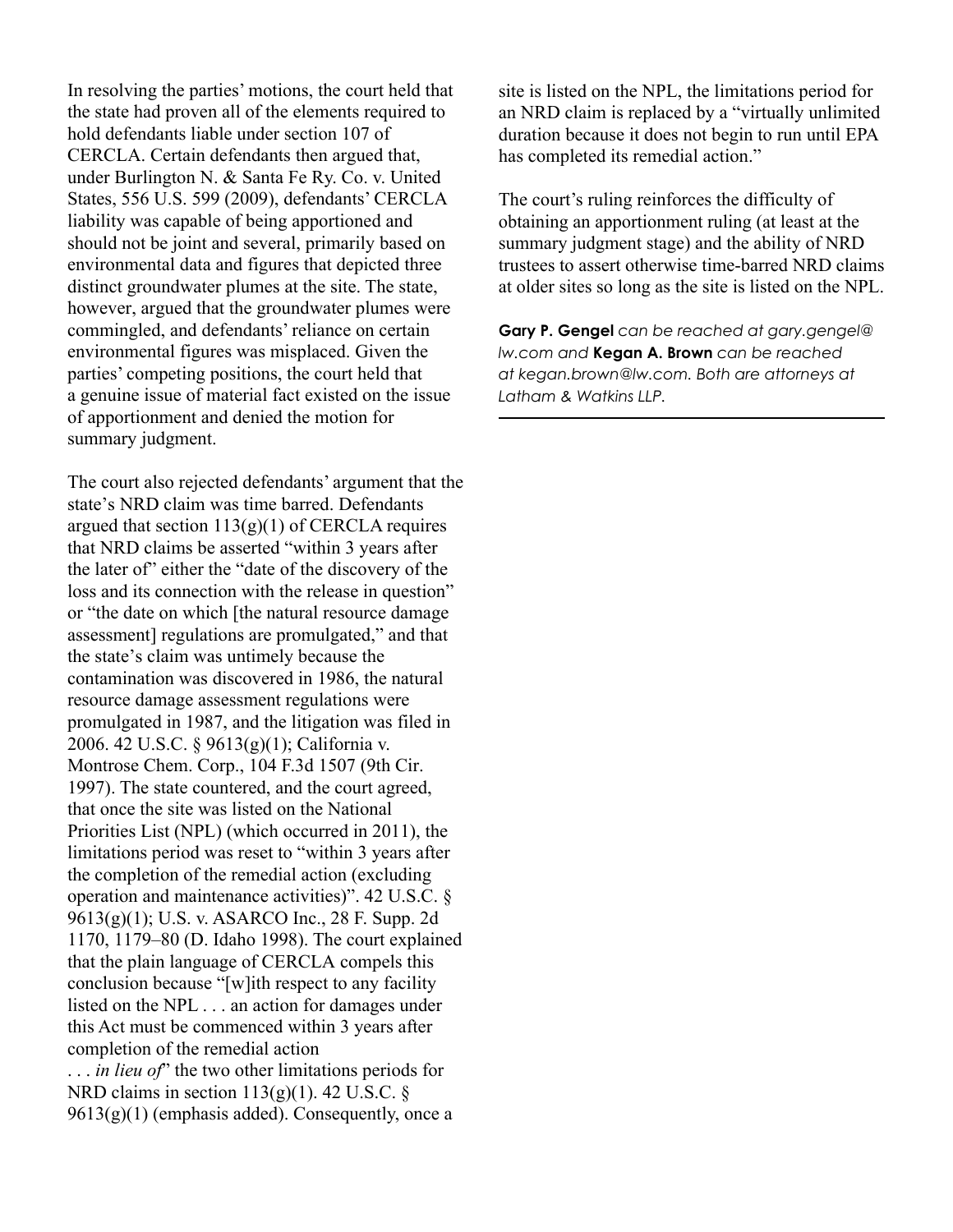In resolving the parties' motions, the court held that the state had proven all of the elements required to hold defendants liable under section 107 of CERCLA. Certain defendants then argued that, under Burlington N. & Santa Fe Ry. Co. v. United States, 556 U.S. 599 (2009), defendants' CERCLA liability was capable of being apportioned and should not be joint and several, primarily based on environmental data and figures that depicted three distinct groundwater plumes at the site. The state, however, argued that the groundwater plumes were commingled, and defendants' reliance on certain environmental figures was misplaced. Given the parties' competing positions, the court held that a genuine issue of material fact existed on the issue of apportionment and denied the motion for summary judgment.

The court also rejected defendants' argument that the state's NRD claim was time barred. Defendants argued that section 113(g)(1) of CERCLA requires that NRD claims be asserted "within 3 years after the later of" either the "date of the discovery of the loss and its connection with the release in question" or "the date on which [the natural resource damage assessment] regulations are promulgated," and that the state's claim was untimely because the contamination was discovered in 1986, the natural resource damage assessment regulations were promulgated in 1987, and the litigation was filed in 2006. 42 U.S.C. § 9613(g)(1); California v. Montrose Chem. Corp., 104 F.3d 1507 (9th Cir. 1997). The state countered, and the court agreed, that once the site was listed on the National Priorities List (NPL) (which occurred in 2011), the limitations period was reset to "within 3 years after the completion of the remedial action (excluding operation and maintenance activities)". 42 U.S.C. § 9613(g)(1); U.S. v. ASARCO Inc., 28 F. Supp. 2d 1170, 1179–80 (D. Idaho 1998). The court explained that the plain language of CERCLA compels this conclusion because "[w]ith respect to any facility listed on the NPL . . . an action for damages under this Act must be commenced within 3 years after completion of the remedial action . . . *in lieu of*" the two other limitations periods for NRD claims in section 113(g)(1). 42 U.S.C. § 9613(g)(1) (emphasis added). Consequently, once a site is listed on the NPL, the limitations period for an NRD claim is replaced by a "virtually unlimited duration because it does not begin to run until EPA has completed its remedial action."

The court's ruling reinforces the difficulty of obtaining an apportionment ruling (at least at the summary judgment stage) and the ability of NRD trustees to assert otherwise time-barred NRD claims at older sites so long as the site is listed on the NPL.

**Gary P. Gengel** *can be reached at gary.gengel@lw.com and* **Kegan A. Brown** *can be reached at kegan.brown@lw.com. Both are attorneys at Latham & Watkins LLP.*